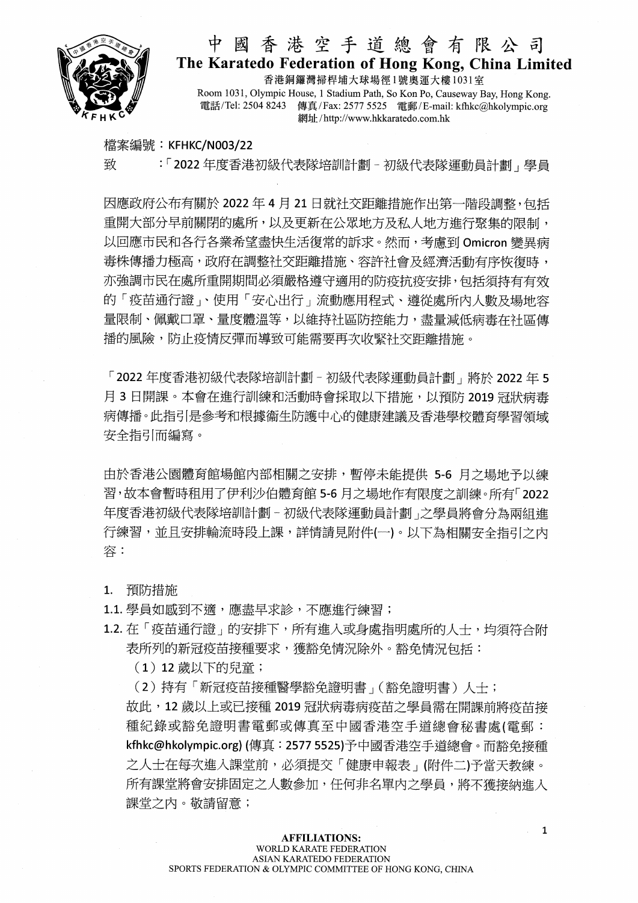# 中國香港空手道總會有限公司

**The Karatedo Federation of Hong Kong, China Limited**

香港銅鑼灣掃桿埔大球場徑1號奧運大樓1031室
Room 1031, Olympic House, 1 Stadium Path, So Kon Po, Causeway Bay, Hong Kong.
電話/Tel: 2504 8243 傳真/Fax: 2577 5525 電郵/E-mail: kfhkc@hkolympic.org
網址/http://www.hkkaratedo.com.hk

檔案編號：KFHKC/N003/22

致　　：「2022 年度香港初級代表隊培訓計劃－初級代表隊運動員計劃」學員

因應政府公布有關於 2022 年 4 月 21 日就社交距離措施作出第一階段調整，包括重開大部分早前關閉的處所，以及更新在公眾地方及私人地方進行聚集的限制，以回應市民和各行各業希望盡快生活復常的訴求。然而，考慮到 Omicron 變異病毒株傳播力極高，政府在調整社交距離措施、容許社會及經濟活動有序恢復時，亦強調市民在處所重開期間必須嚴格遵守適用的防疫抗疫安排，包括須持有有效的「疫苗通行證」、使用「安心出行」流動應用程式、遵從處所內人數及場地容量限制、佩戴口罩、量度體溫等，以維持社區防控能力，盡量減低病毒在社區傳播的風險，防止疫情反彈而導致可能需要再次收緊社交距離措施。

「2022 年度香港初級代表隊培訓計劃－初級代表隊運動員計劃」將於 2022 年 5 月 3 日開課。本會在進行訓練和活動時會採取以下措施，以預防 2019 冠狀病毒病傳播。此指引是參考和根據衞生防護中心的健康建議及香港學校體育學習領域安全指引而編寫。

由於香港公園體育館場館內部相關之安排，暫停未能提供 5-6 月之場地予以練習，故本會暫時租用了伊利沙伯體育館 5-6 月之場地作有限度之訓練。所有「2022 年度香港初級代表隊培訓計劃－初級代表隊運動員計劃」之學員將會分為兩組進行練習，並且安排輪流時段上課，詳情請見附件(一)。以下為相關安全指引之內容：

1. 預防措施

1.1. 學員如感到不適，應盡早求診，不應進行練習；

1.2. 在「疫苗通行證」的安排下，所有進入或身處指明處所的人士，均須符合附表所列的新冠疫苗接種要求，獲豁免情況除外。豁免情況包括：

（1）12 歲以下的兒童；

（2）持有「新冠疫苗接種醫學豁免證明書」(豁免證明書) 人士；

故此，12 歲以上或已接種 2019 冠狀病毒病疫苗之學員需在開課前將疫苗接種紀錄或豁免證明書電郵或傳真至中國香港空手道總會秘書處(電郵：kfhkc@hkolympic.org) (傳真：2577 5525)予中國香港空手道總會。而豁免接種之人士在每次進入課堂前，必須提交「健康申報表」(附件二)予當天教練。所有課堂將會安排固定之人數參加，任何非名單內之學員，將不獲接納進入課堂之內。敬請留意；

**AFFILIATIONS:**
WORLD KARATE FEDERATION
ASIAN KARATEDO FEDERATION
SPORTS FEDERATION & OLYMPIC COMMITTEE OF HONG KONG, CHINA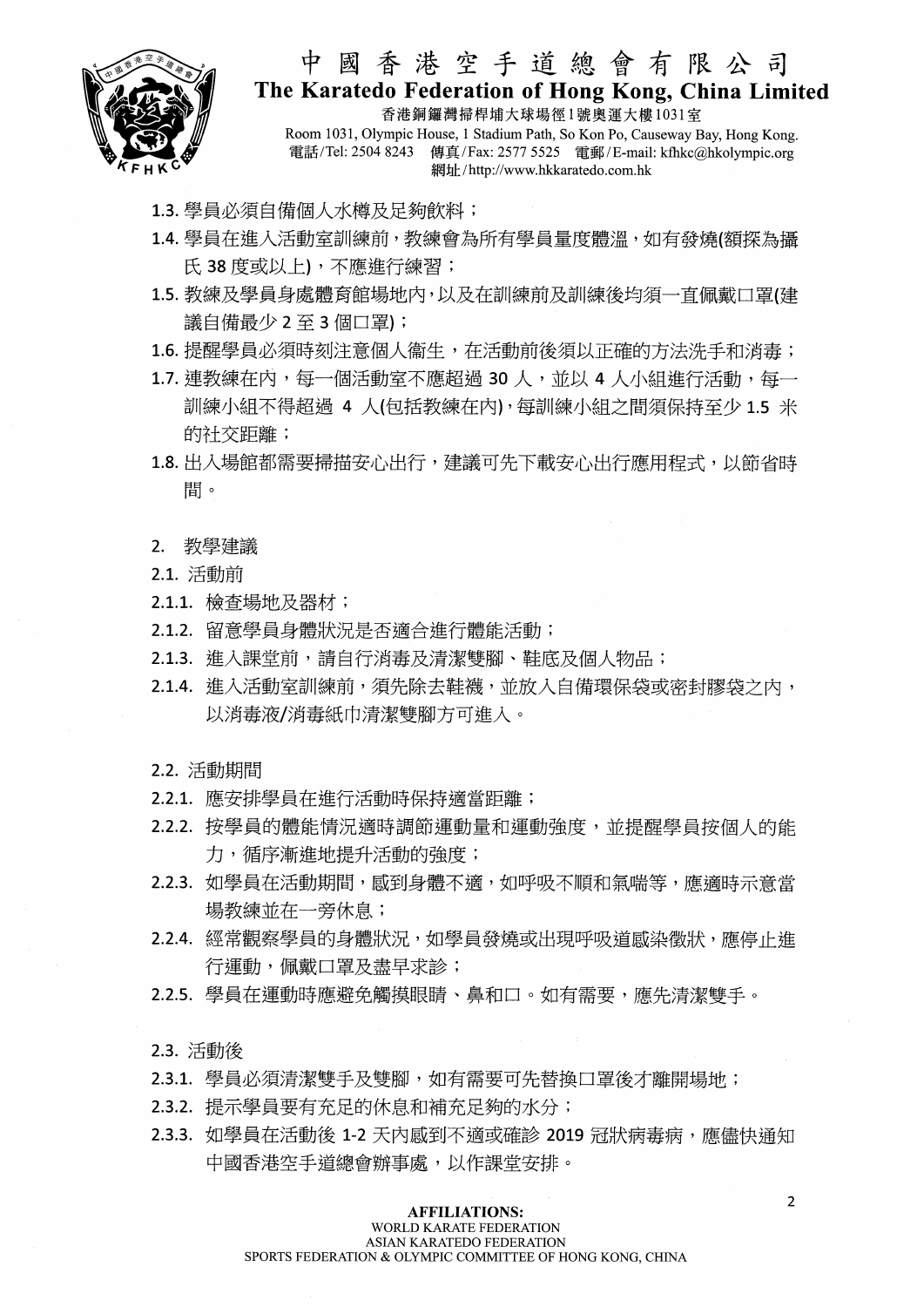1.3. 學員必須自備個人水樽及足夠飲料；

1.4. 學員在進入活動室訓練前，教練會為所有學員量度體溫，如有發燒(額探為攝氏 38 度或以上)，不應進行練習；

1.5. 教練及學員身處體育館場地內，以及在訓練前及訓練後均須一直佩戴口罩(建議自備最少 2 至 3 個口罩)；

1.6. 提醒學員必須時刻注意個人衞生，在活動前後須以正確的方法洗手和消毒；

1.7. 連教練在內，每一個活動室不應超過 30 人，並以 4 人小組進行活動，每一訓練小組不得超過 4 人(包括教練在內)，每訓練小組之間須保持至少 1.5 米的社交距離；

1.8. 出入場館都需要掃描安心出行，建議可先下載安心出行應用程式，以節省時間。

2. 教學建議

2.1. 活動前

2.1.1. 檢查場地及器材；

2.1.2. 留意學員身體狀況是否適合進行體能活動；

2.1.3. 進入課堂前，請自行消毒及清潔雙腳、鞋底及個人物品；

2.1.4. 進入活動室訓練前，須先除去鞋襪，並放入自備環保袋或密封膠袋之內，以消毒液/消毒紙巾清潔雙腳方可進入。

2.2. 活動期間

2.2.1. 應安排學員在進行活動時保持適當距離；

2.2.2. 按學員的體能情況適時調節運動量和運動強度，並提醒學員按個人的能力，循序漸進地提升活動的強度；

2.2.3. 如學員在活動期間，感到身體不適，如呼吸不順和氣喘等，應適時示意當場教練並在一旁休息；

2.2.4. 經常觀察學員的身體狀況，如學員發燒或出現呼吸道感染徵狀，應停止進行運動，佩戴口罩及盡早求診；

2.2.5. 學員在運動時應避免觸摸眼睛、鼻和口。如有需要，應先清潔雙手。

2.3. 活動後

2.3.1. 學員必須清潔雙手及雙腳，如有需要可先替換口罩後才離開場地；

2.3.2. 提示學員要有充足的休息和補充足夠的水分；

2.3.3. 如學員在活動後 1-2 天內感到不適或確診 2019 冠狀病毒病，應儘快通知中國香港空手道總會辦事處，以作課堂安排。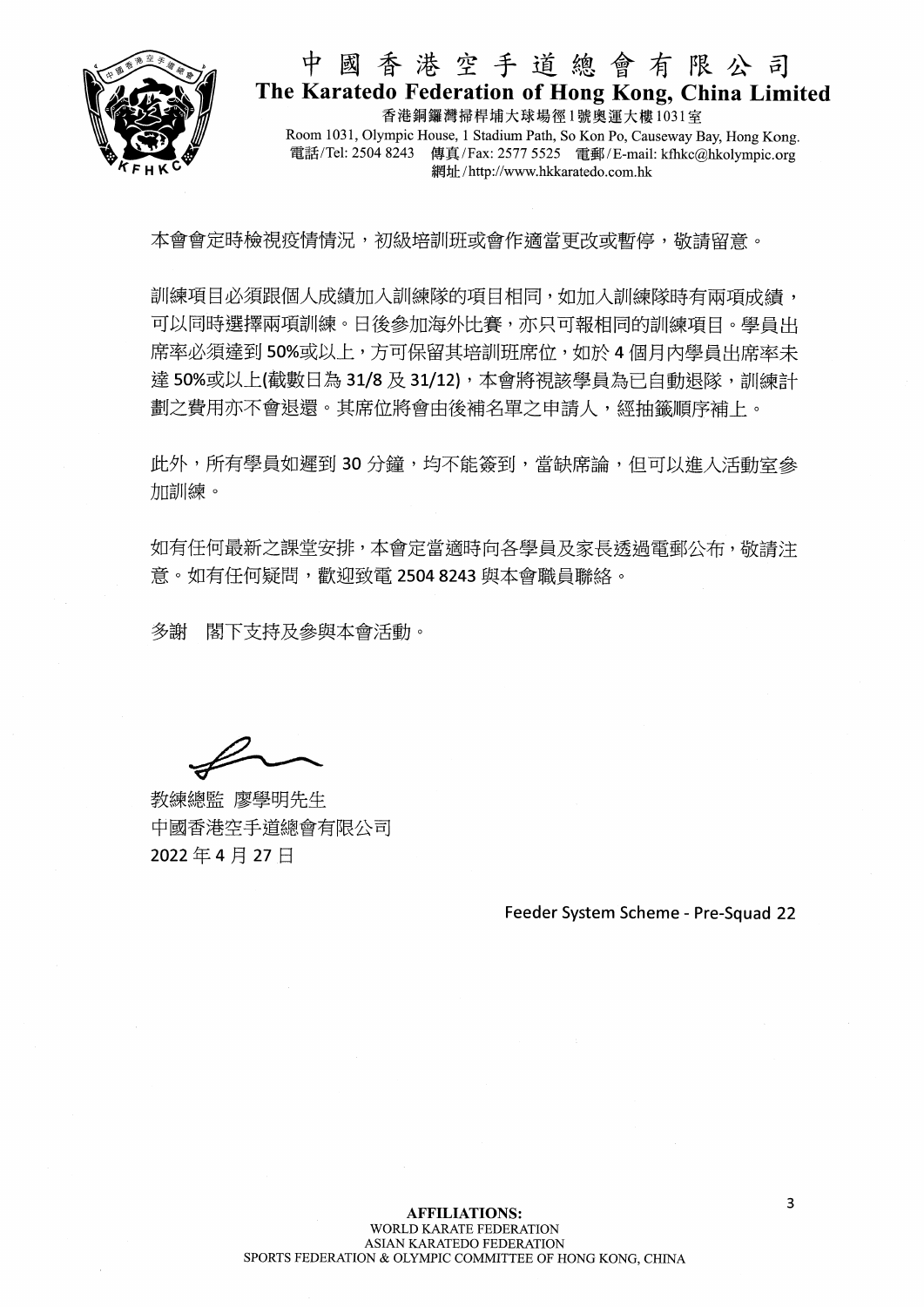本會會定時檢視疫情情況，初級培訓班或會作適當更改或暫停，敬請留意。

訓練項目必須跟個人成績加入訓練隊的項目相同，如加入訓練隊時有兩項成績，可以同時選擇兩項訓練。日後參加海外比賽，亦只可報相同的訓練項目。學員出席率必須達到 50%或以上，方可保留其培訓班席位，如於 4 個月內學員出席率未達 50%或以上(截數日為 31/8 及 31/12)，本會將視該學員為已自動退隊，訓練計劃之費用亦不會退還。其席位將會由後補名單之申請人，經抽籤順序補上。

此外，所有學員如遲到 30 分鐘，均不能簽到，當缺席論，但可以進入活動室參加訓練。

如有任何最新之課堂安排，本會定當適時向各學員及家長透過電郵公布，敬請注意。如有任何疑問，歡迎致電 2504 8243 與本會職員聯絡。

多謝　閣下支持及參與本會活動。

教練總監 廖學明先生
中國香港空手道總會有限公司
2022 年 4 月 27 日

Feeder System Scheme - Pre-Squad 22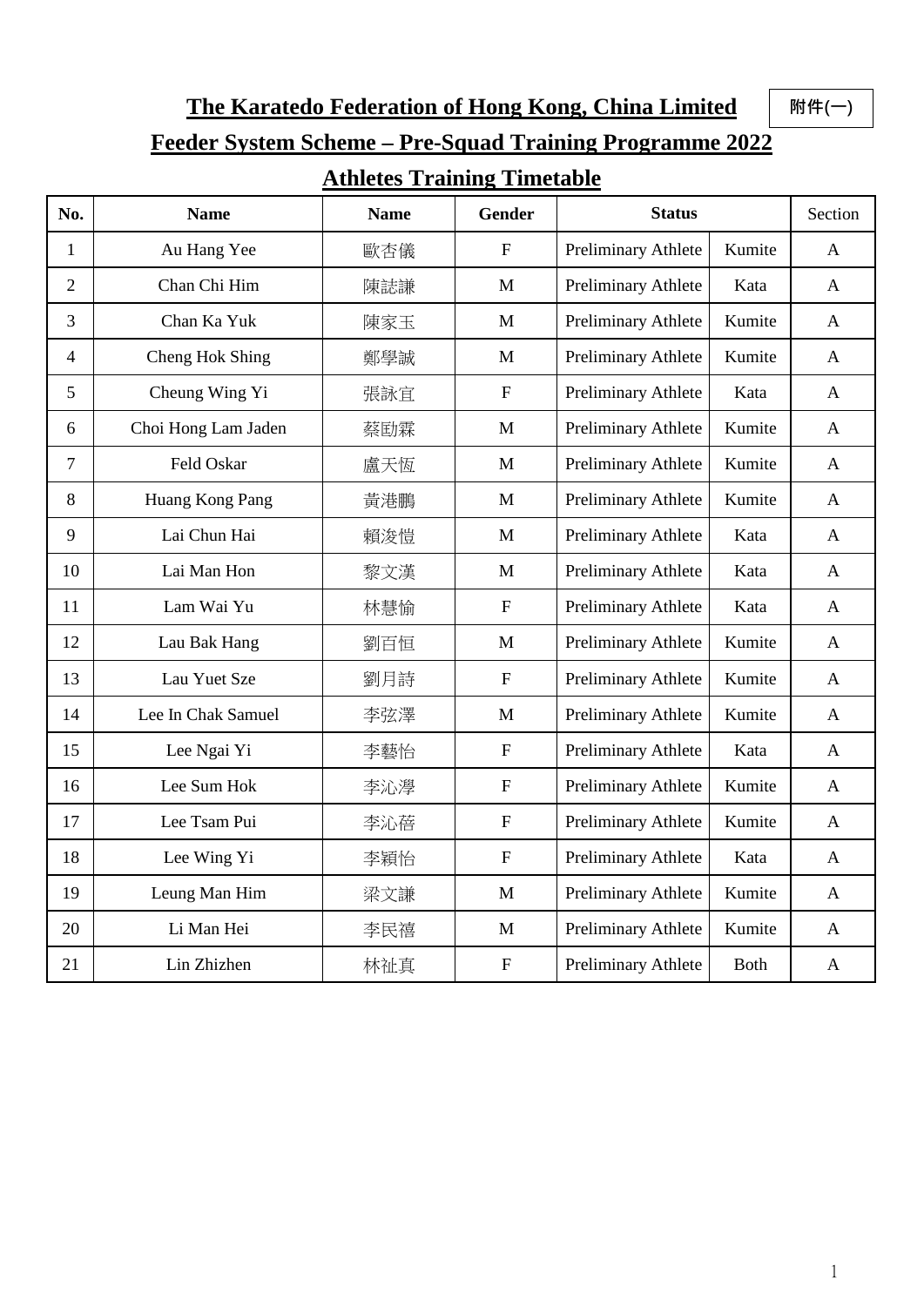附件(一)

# The Karatedo Federation of Hong Kong, China Limited

## Feeder System Scheme – Pre-Squad Training Programme 2022

## Athletes Training Timetable

| No. | Name | Name | Gender | Status | | Section |
|---|---|---|---|---|---|---|
| 1 | Au Hang Yee | 歐杏儀 | F | Preliminary Athlete | Kumite | A |
| 2 | Chan Chi Him | 陳誌謙 | M | Preliminary Athlete | Kata | A |
| 3 | Chan Ka Yuk | 陳家玉 | M | Preliminary Athlete | Kumite | A |
| 4 | Cheng Hok Shing | 鄭學誠 | M | Preliminary Athlete | Kumite | A |
| 5 | Cheung Wing Yi | 張詠宜 | F | Preliminary Athlete | Kata | A |
| 6 | Choi Hong Lam Jaden | 蔡匬霖 | M | Preliminary Athlete | Kumite | A |
| 7 | Feld Oskar | 盧天恆 | M | Preliminary Athlete | Kumite | A |
| 8 | Huang Kong Pang | 黃港鵬 | M | Preliminary Athlete | Kumite | A |
| 9 | Lai Chun Hai | 賴浚愷 | M | Preliminary Athlete | Kata | A |
| 10 | Lai Man Hon | 黎文漢 | M | Preliminary Athlete | Kata | A |
| 11 | Lam Wai Yu | 林慧愉 | F | Preliminary Athlete | Kata | A |
| 12 | Lau Bak Hang | 劉百恒 | M | Preliminary Athlete | Kumite | A |
| 13 | Lau Yuet Sze | 劉月詩 | F | Preliminary Athlete | Kumite | A |
| 14 | Lee In Chak Samuel | 李弦澤 | M | Preliminary Athlete | Kumite | A |
| 15 | Lee Ngai Yi | 李藝怡 | F | Preliminary Athlete | Kata | A |
| 16 | Lee Sum Hok | 李沁澩 | F | Preliminary Athlete | Kumite | A |
| 17 | Lee Tsam Pui | 李沁蓓 | F | Preliminary Athlete | Kumite | A |
| 18 | Lee Wing Yi | 李穎怡 | F | Preliminary Athlete | Kata | A |
| 19 | Leung Man Him | 梁文謙 | M | Preliminary Athlete | Kumite | A |
| 20 | Li Man Hei | 李民禧 | M | Preliminary Athlete | Kumite | A |
| 21 | Lin Zhizhen | 林祉真 | F | Preliminary Athlete | Both | A |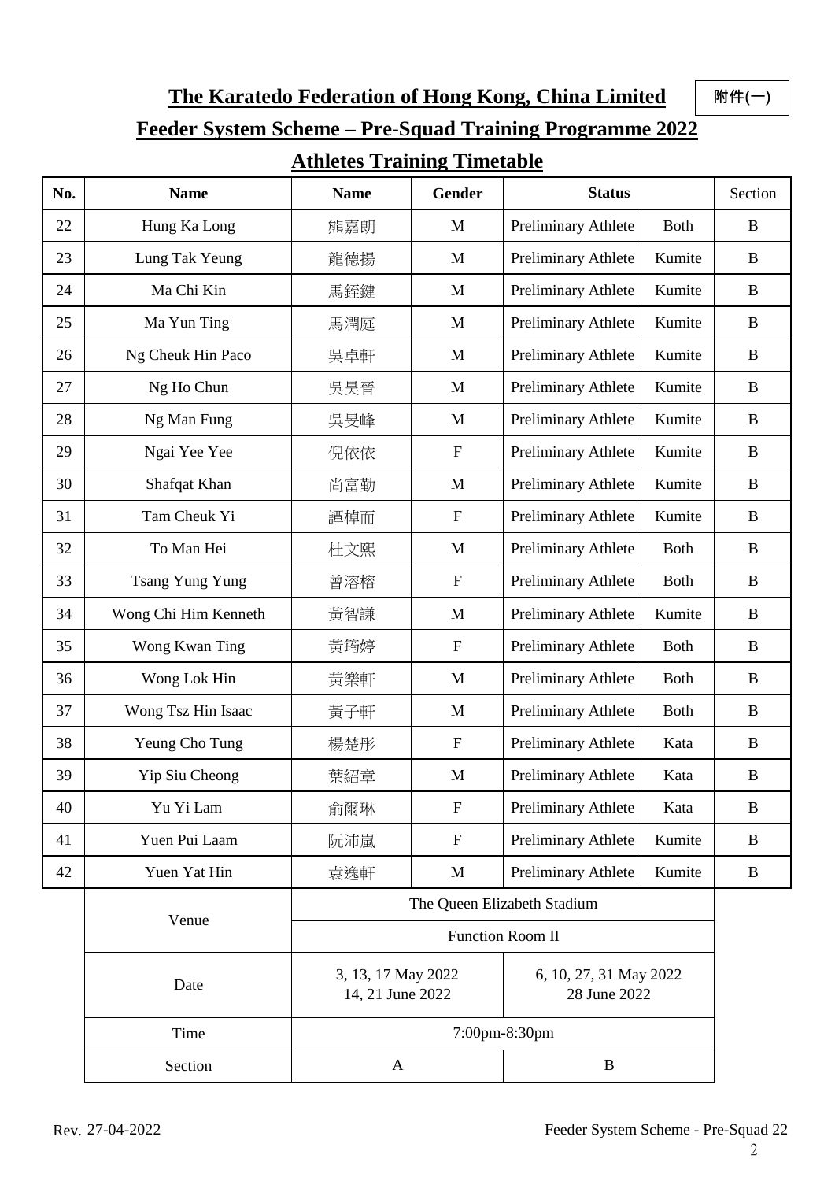附件(一)

# The Karatedo Federation of Hong Kong, China Limited

## Feeder System Scheme – Pre-Squad Training Programme 2022

## Athletes Training Timetable

| No. | Name | Name | Gender | Status | | Section |
|---|---|---|---|---|---|---|
| 22 | Hung Ka Long | 熊嘉朗 | M | Preliminary Athlete | Both | B |
| 23 | Lung Tak Yeung | 龍德揚 | M | Preliminary Athlete | Kumite | B |
| 24 | Ma Chi Kin | 馬鋕鍵 | M | Preliminary Athlete | Kumite | B |
| 25 | Ma Yun Ting | 馬潤庭 | M | Preliminary Athlete | Kumite | B |
| 26 | Ng Cheuk Hin Paco | 吳卓軒 | M | Preliminary Athlete | Kumite | B |
| 27 | Ng Ho Chun | 吳昊晉 | M | Preliminary Athlete | Kumite | B |
| 28 | Ng Man Fung | 吳旻峰 | M | Preliminary Athlete | Kumite | B |
| 29 | Ngai Yee Yee | 倪依依 | F | Preliminary Athlete | Kumite | B |
| 30 | Shafqat Khan | 尚富勤 | M | Preliminary Athlete | Kumite | B |
| 31 | Tam Cheuk Yi | 譚棹而 | F | Preliminary Athlete | Kumite | B |
| 32 | To Man Hei | 杜文熙 | M | Preliminary Athlete | Both | B |
| 33 | Tsang Yung Yung | 曾溶榕 | F | Preliminary Athlete | Both | B |
| 34 | Wong Chi Him Kenneth | 黃智謙 | M | Preliminary Athlete | Kumite | B |
| 35 | Wong Kwan Ting | 黃筠婷 | F | Preliminary Athlete | Both | B |
| 36 | Wong Lok Hin | 黃樂軒 | M | Preliminary Athlete | Both | B |
| 37 | Wong Tsz Hin Isaac | 黃子軒 | M | Preliminary Athlete | Both | B |
| 38 | Yeung Cho Tung | 楊楚彤 | F | Preliminary Athlete | Kata | B |
| 39 | Yip Siu Cheong | 葉紹章 | M | Preliminary Athlete | Kata | B |
| 40 | Yu Yi Lam | 俞爾琳 | F | Preliminary Athlete | Kata | B |
| 41 | Yuen Pui Laam | 阮沛嵐 | F | Preliminary Athlete | Kumite | B |
| 42 | Yuen Yat Hin | 袁逸軒 | M | Preliminary Athlete | Kumite | B |

| Venue | The Queen Elizabeth Stadium | |
|---|---|---|
| | Function Room II | |
| Date | 3, 13, 17 May 2022<br>14, 21 June 2022 | 6, 10, 27, 31 May 2022<br>28 June 2022 |
| Time | 7:00pm-8:30pm | |
| Section | A | B |

Rev. 27-04-2022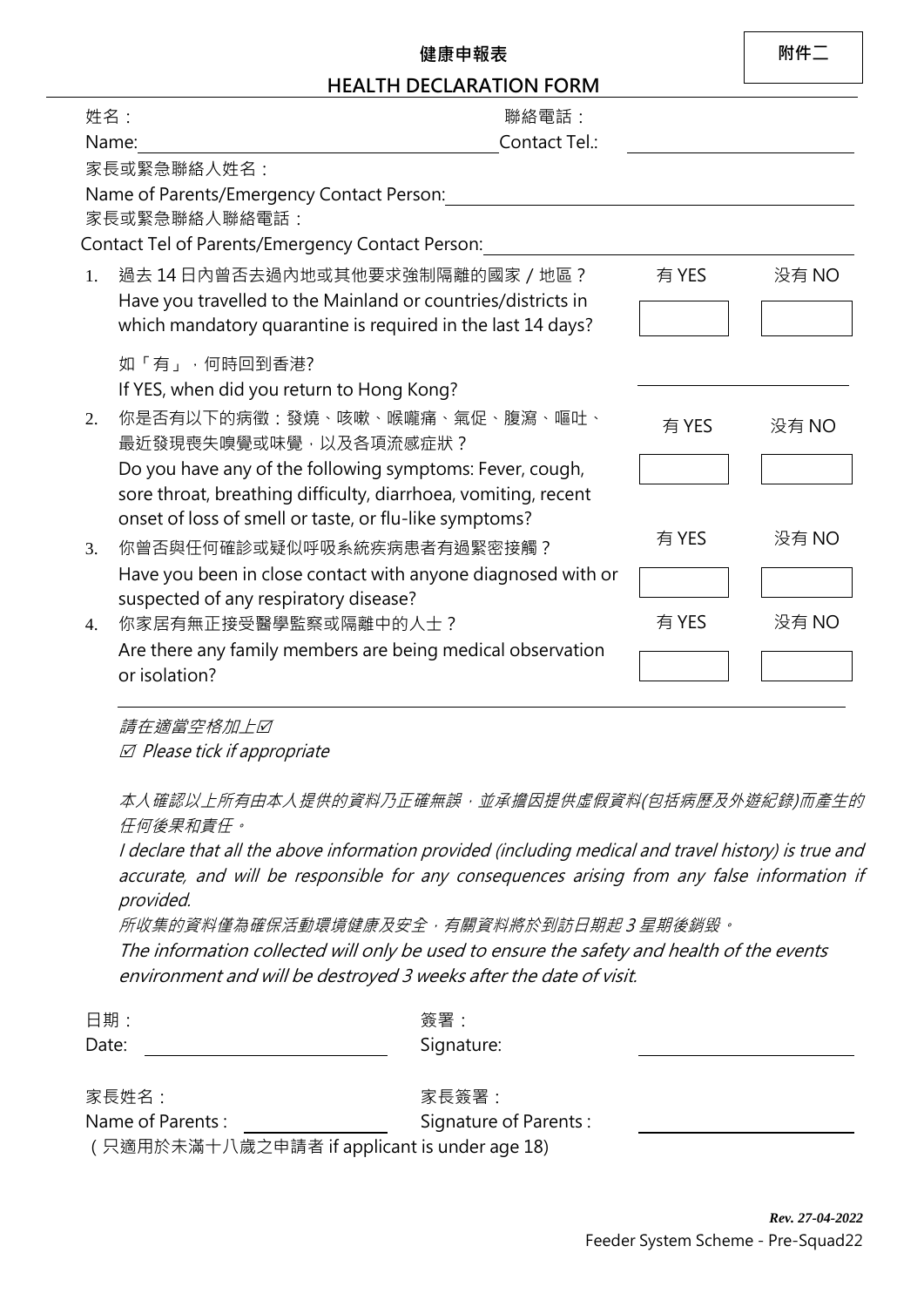附件二

# 健康申報表
# HEALTH DECLARATION FORM

姓名：
Name: ______________________ 聯絡電話：
Contact Tel.: ______________________

家長或緊急聯絡人姓名：
Name of Parents/Emergency Contact Person: ______________________

家長或緊急聯絡人聯絡電話：
Contact Tel of Parents/Emergency Contact Person: ______________________

| | | 有 YES | 没有 NO |
|---|---|---|---|
| 1. | 過去 14 日內曾否去過內地或其他要求強制隔離的國家 / 地區？<br>Have you travelled to the Mainland or countries/districts in which mandatory quarantine is required in the last 14 days? | ☐ | ☐ |
| | 如「有」，何時回到香港?<br>If YES, when did you return to Hong Kong? | ______________ | |
| 2. | 你是否有以下的病徵：發燒、咳嗽、喉嚨痛、氣促、腹瀉、嘔吐、最近發現喪失嗅覺或味覺，以及各項流感症狀？<br>Do you have any of the following symptoms: Fever, cough, sore throat, breathing difficulty, diarrhoea, vomiting, recent onset of loss of smell or taste, or flu-like symptoms? | ☐ | ☐ |
| 3. | 你曾否與任何確診或疑似呼吸系統疾病患者有過緊密接觸？<br>Have you been in close contact with anyone diagnosed with or suspected of any respiratory disease? | ☐ | ☐ |
| 4. | 你家居有無正接受醫學監察或隔離中的人士？<br>Are there any family members are being medical observation or isolation? | ☐ | ☐ |

*請在適當空格加上☑*
*☑ Please tick if appropriate*

*本人確認以上所有由本人提供的資料乃正確無誤，並承擔因提供虛假資料(包括病歷及外遊紀錄)而產生的任何後果和責任。*
*I declare that all the above information provided (including medical and travel history) is true and accurate, and will be responsible for any consequences arising from any false information if provided.*
*所收集的資料僅為確保活動環境健康及安全，有關資料將於到訪日期起 3 星期後銷毀。*
*The information collected will only be used to ensure the safety and health of the events environment and will be destroyed 3 weeks after the date of visit.*

日期：
Date: ______________________ 簽署：
Signature: ______________________

家長姓名：
Name of Parents : ______________ 家長簽署：
Signature of Parents : ______________________

（只適用於未滿十八歲之申請者 if applicant is under age 18)

*Rev. 27-04-2022*
Feeder System Scheme - Pre-Squad22